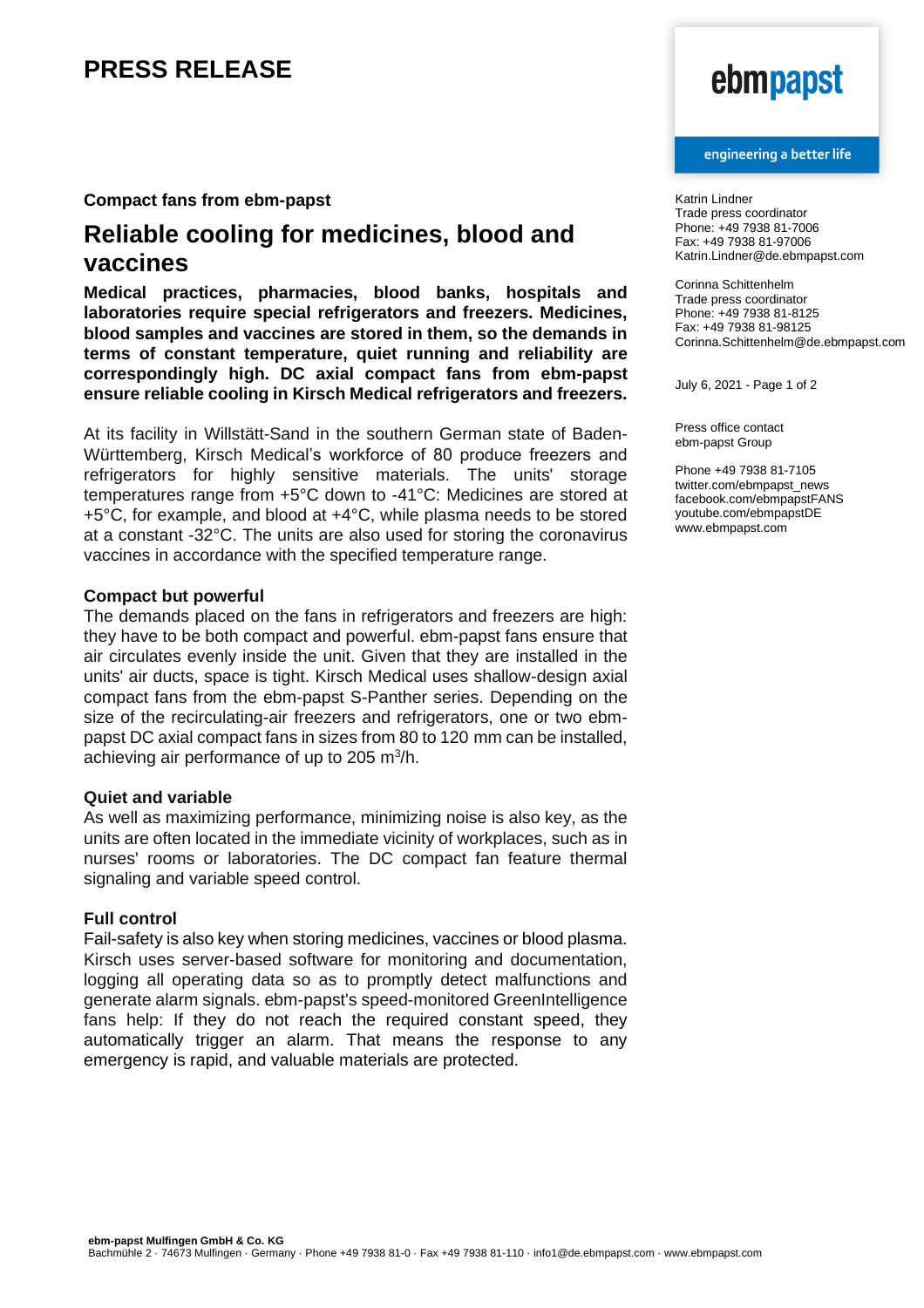# PRESS RELEASE

**Compact fans from ebm-papst**

## Reliable cooling for medicines, blood and vaccines

**Medical practices, pharmacies, blood banks, hospitals and laboratories require special refrigerators and freezers. Medicines, blood samples and vaccines are stored in them, so the demands in terms of constant temperature, quiet running and reliability are correspondingly high. DC axial compact fans from ebm-papst ensure reliable cooling in Kirsch Medical refrigerators and freezers.**

At its facility in Willstätt-Sand in the southern German state of Baden-Württemberg, Kirsch Medical's workforce of 80 produce freezers and refrigerators for highly sensitive materials. The units' storage temperatures range from +5°C down to -41°C: Medicines are stored at +5°C, for example, and blood at +4°C, while plasma needs to be stored at a constant -32°C. The units are also used for storing the coronavirus vaccines in accordance with the specified temperature range.

### Compact but powerful

The demands placed on the fans in refrigerators and freezers are high: they have to be both compact and powerful. ebm-papst fans ensure that air circulates evenly inside the unit. Given that they are installed in the units' air ducts, space is tight. Kirsch Medical uses shallow-design axial compact fans from the ebm-papst S-Panther series. Depending on the size of the recirculating-air freezers and refrigerators, one or two ebm-papst DC axial compact fans in sizes from 80 to 120 mm can be installed, achieving air performance of up to 205 $m^3$/h.

### Quiet and variable

As well as maximizing performance, minimizing noise is also key, as the units are often located in the immediate vicinity of workplaces, such as in nurses' rooms or laboratories. The DC compact fan feature thermal signaling and variable speed control.

### Full control

Fail-safety is also key when storing medicines, vaccines or blood plasma. Kirsch uses server-based software for monitoring and documentation, logging all operating data so as to promptly detect malfunctions and generate alarm signals. ebm-papst's speed-monitored GreenIntelligence fans help: If they do not reach the required constant speed, they automatically trigger an alarm. That means the response to any emergency is rapid, and valuable materials are protected.

ebmpapst

engineering a better life

Katrin Lindner
Trade press coordinator
Phone: +49 7938 81-7006
Fax: +49 7938 81-97006
Katrin.Lindner@de.ebmpapst.com

Corinna Schittenhelm
Trade press coordinator
Phone: +49 7938 81-8125
Fax: +49 7938 81-98125
Corinna.Schittenhelm@de.ebmpapst.com

July 6, 2021

Press office contact
ebm-papst Group

Phone +49 7938 81-7105
twitter.com/ebmpapst_news
facebook.com/ebmpapstFANS
youtube.com/ebmpapstDE
www.ebmpapst.com

**ebm-papst Mulfingen GmbH & Co. KG**
Bachmühle 2 · 74673 Mulfingen · Germany · Phone +49 7938 81-0 · Fax +49 7938 81-110 · info1@de.ebmpapst.com · www.ebmpapst.com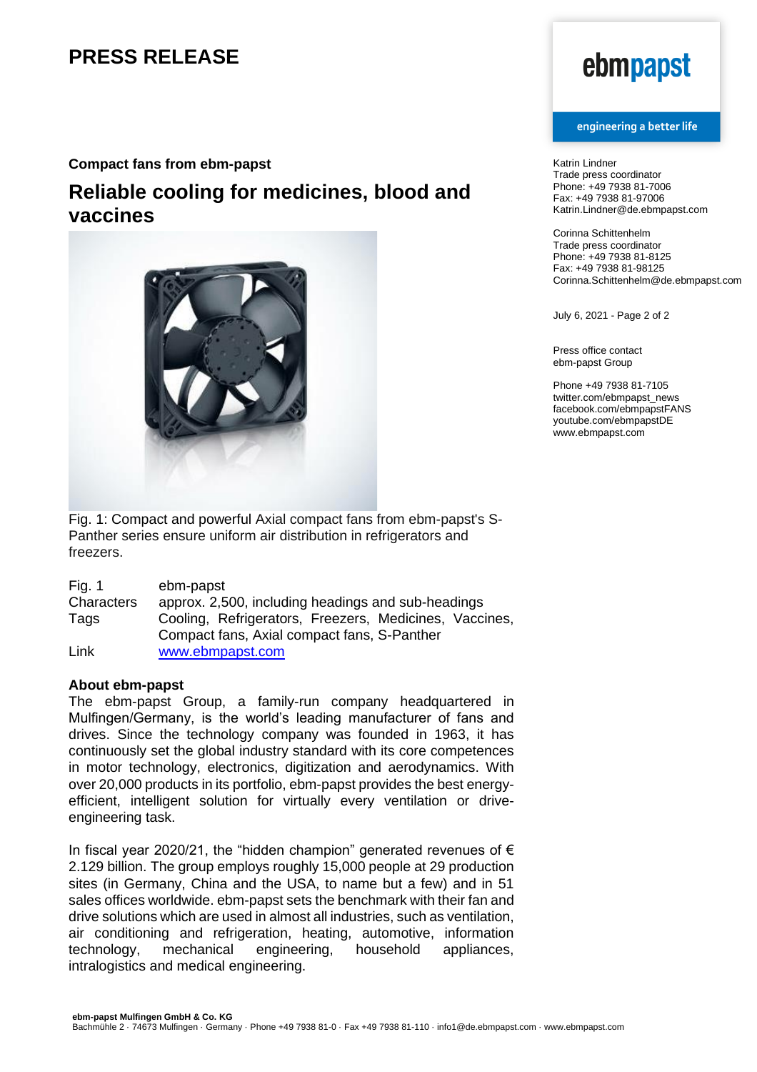# PRESS RELEASE

**Compact fans from ebm-papst**

## Reliable cooling for medicines, blood and vaccines

Fig. 1: Compact and powerful Axial compact fans from ebm-papst's S-Panther series ensure uniform air distribution in refrigerators and freezers.

| | |
|---|---|
| Fig. 1 | ebm-papst |
| Characters | approx. 2,500, including headings and sub-headings |
| Tags | Cooling, Refrigerators, Freezers, Medicines, Vaccines, Compact fans, Axial compact fans, S-Panther |
| Link | www.ebmpapst.com |

### About ebm-papst

The ebm-papst Group, a family-run company headquartered in Mulfingen/Germany, is the world's leading manufacturer of fans and drives. Since the technology company was founded in 1963, it has continuously set the global industry standard with its core competences in motor technology, electronics, digitization and aerodynamics. With over 20,000 products in its portfolio, ebm-papst provides the best energy-efficient, intelligent solution for virtually every ventilation or drive-engineering task.

In fiscal year 2020/21, the "hidden champion" generated revenues of € 2.129 billion. The group employs roughly 15,000 people at 29 production sites (in Germany, China and the USA, to name but a few) and in 51 sales offices worldwide. ebm-papst sets the benchmark with their fan and drive solutions which are used in almost all industries, such as ventilation, air conditioning and refrigeration, heating, automotive, information technology, mechanical engineering, household appliances, intralogistics and medical engineering.

ebmpapst

engineering a better life

Katrin Lindner
Trade press coordinator
Phone: +49 7938 81-7006
Fax: +49 7938 81-97006
Katrin.Lindner@de.ebmpapst.com

Corinna Schittenhelm
Trade press coordinator
Phone: +49 7938 81-8125
Fax: +49 7938 81-98125
Corinna.Schittenhelm@de.ebmpapst.com

July 6, 2021

Press office contact
ebm-papst Group

Phone +49 7938 81-7105
twitter.com/ebmpapst_news
facebook.com/ebmpapstFANS
youtube.com/ebmpapstDE
www.ebmpapst.com

**ebm-papst Mulfingen GmbH & Co. KG**
Bachmühle 2 · 74673 Mulfingen · Germany · Phone +49 7938 81-0 · Fax +49 7938 81-110 · info1@de.ebmpapst.com · www.ebmpapst.com